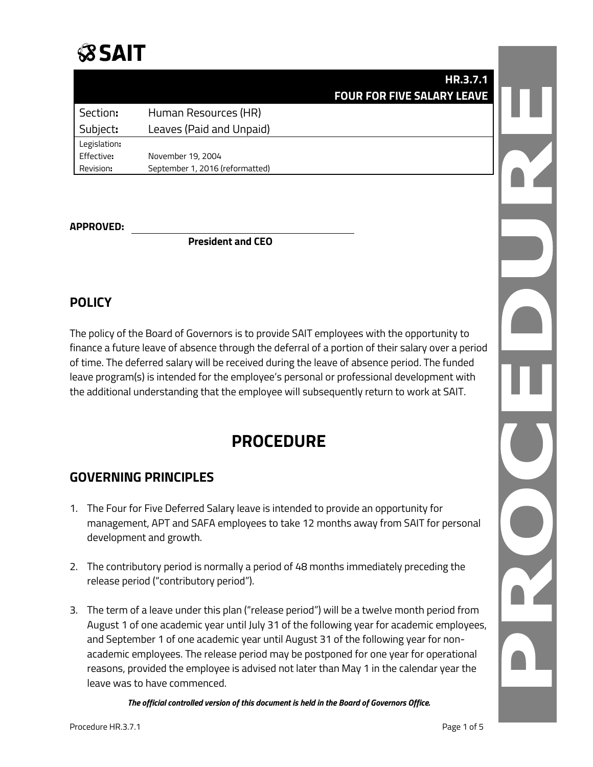SAIT

| | HR.3.7.1<br>FOUR FOR FIVE SALARY LEAVE |
|---|---|
| Section: | Human Resources (HR) |
| Subject: | Leaves (Paid and Unpaid) |
| Legislation: | |
| Effective: | November 19, 2004 |
| Revision: | September 1, 2016 (reformatted) |

**APPROVED:** \_\_\_\_\_\_\_\_\_\_\_\_\_\_\_\_\_\_\_\_\_\_\_\_\_\_\_\_\_\_\_\_\_\_\_\_

**President and CEO**

## POLICY

The policy of the Board of Governors is to provide SAIT employees with the opportunity to finance a future leave of absence through the deferral of a portion of their salary over a period of time. The deferred salary will be received during the leave of absence period. The funded leave program(s) is intended for the employee's personal or professional development with the additional understanding that the employee will subsequently return to work at SAIT.

# PROCEDURE

## GOVERNING PRINCIPLES

1. The Four for Five Deferred Salary leave is intended to provide an opportunity for management, APT and SAFA employees to take 12 months away from SAIT for personal development and growth.

2. The contributory period is normally a period of 48 months immediately preceding the release period ("contributory period").

3. The term of a leave under this plan ("release period") will be a twelve month period from August 1 of one academic year until July 31 of the following year for academic employees, and September 1 of one academic year until August 31 of the following year for non-academic employees. The release period may be postponed for one year for operational reasons, provided the employee is advised not later than May 1 in the calendar year the leave was to have commenced.

*The official controlled version of this document is held in the Board of Governors Office.*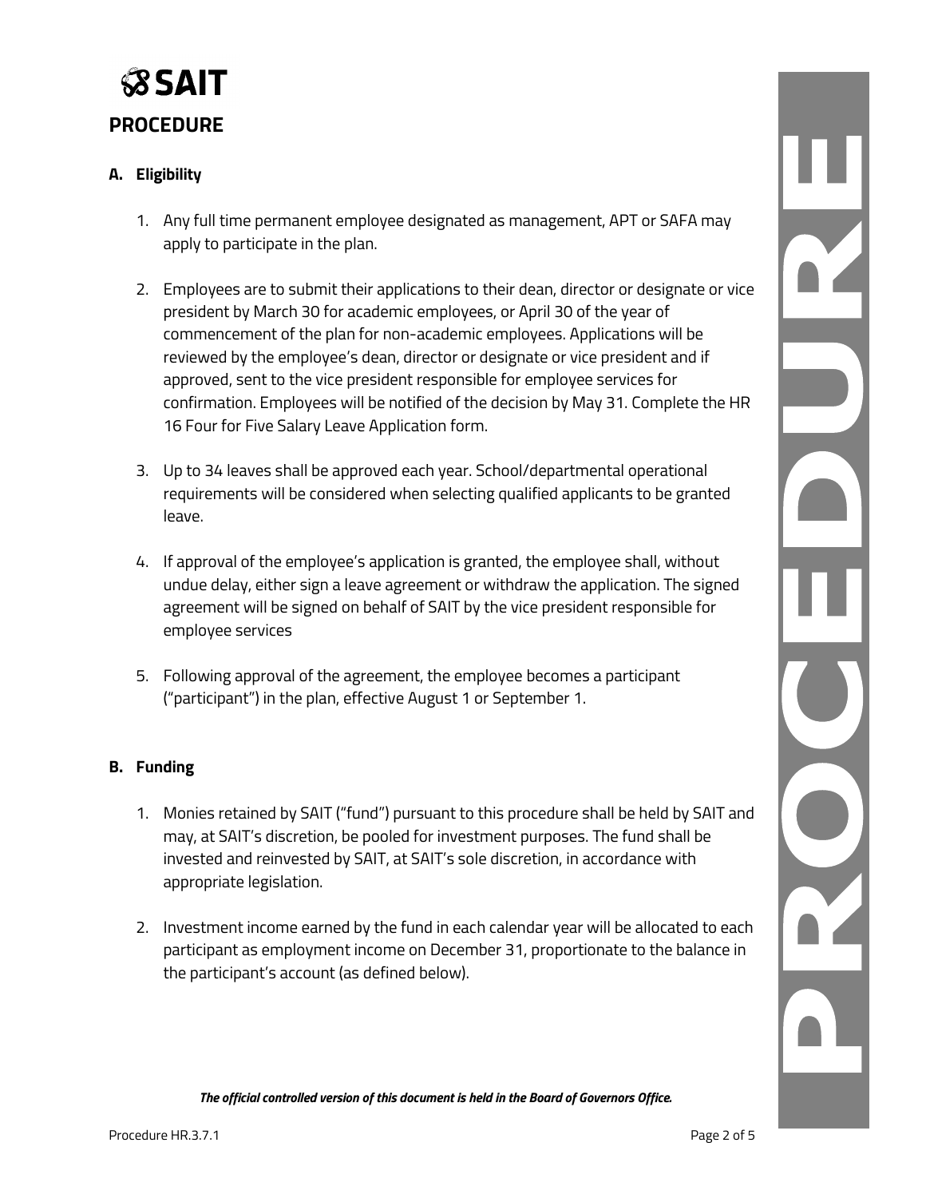# PROCEDURE

## A. Eligibility

1. Any full time permanent employee designated as management, APT or SAFA may apply to participate in the plan.
2. Employees are to submit their applications to their dean, director or designate or vice president by March 30 for academic employees, or April 30 of the year of commencement of the plan for non-academic employees. Applications will be reviewed by the employee's dean, director or designate or vice president and if approved, sent to the vice president responsible for employee services for confirmation. Employees will be notified of the decision by May 31. Complete the HR 16 Four for Five Salary Leave Application form.
3. Up to 34 leaves shall be approved each year. School/departmental operational requirements will be considered when selecting qualified applicants to be granted leave.
4. If approval of the employee's application is granted, the employee shall, without undue delay, either sign a leave agreement or withdraw the application. The signed agreement will be signed on behalf of SAIT by the vice president responsible for employee services
5. Following approval of the agreement, the employee becomes a participant ("participant") in the plan, effective August 1 or September 1.

## B. Funding

1. Monies retained by SAIT ("fund") pursuant to this procedure shall be held by SAIT and may, at SAIT's discretion, be pooled for investment purposes. The fund shall be invested and reinvested by SAIT, at SAIT's sole discretion, in accordance with appropriate legislation.
2. Investment income earned by the fund in each calendar year will be allocated to each participant as employment income on December 31, proportionate to the balance in the participant's account (as defined below).

*The official controlled version of this document is held in the Board of Governors Office.*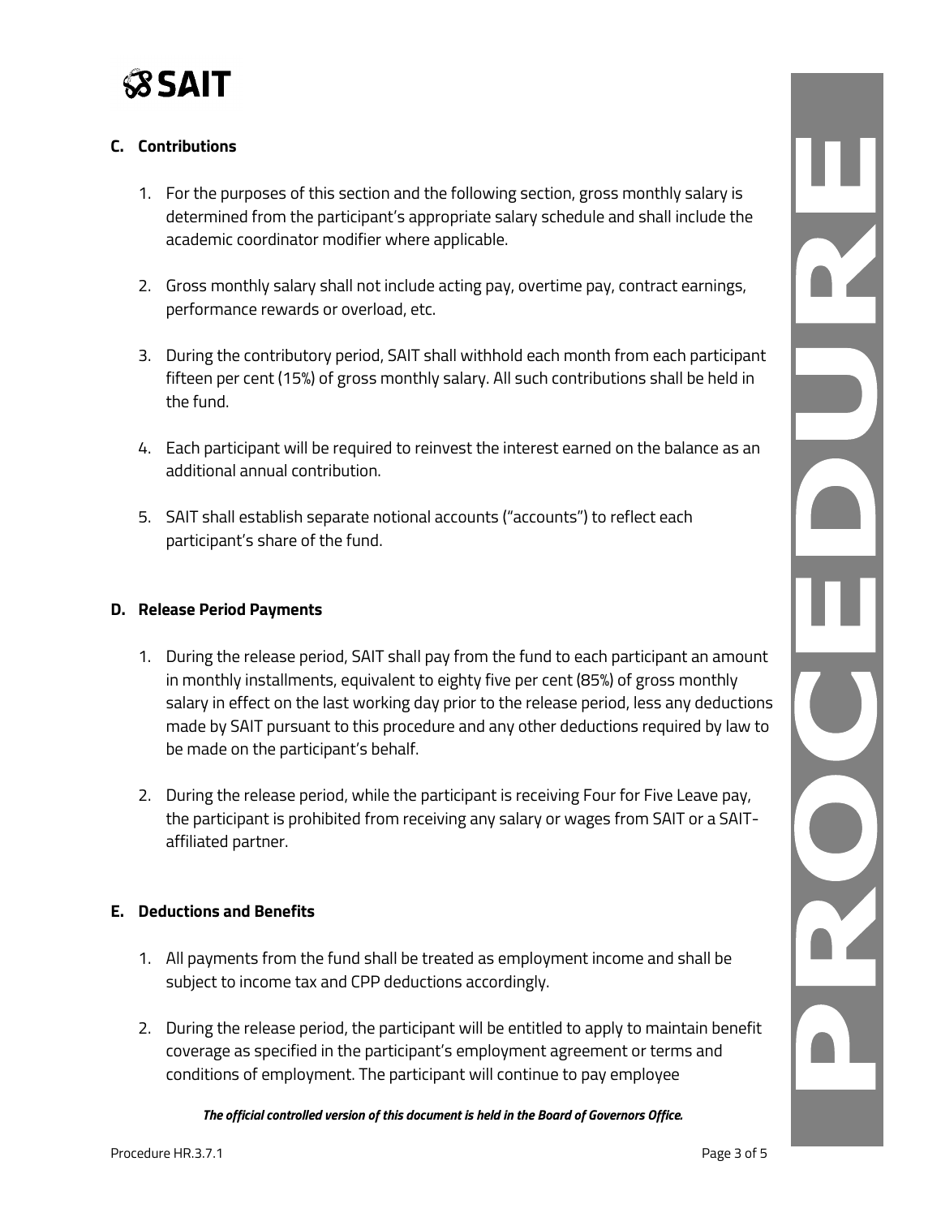## C. Contributions

1. For the purposes of this section and the following section, gross monthly salary is determined from the participant's appropriate salary schedule and shall include the academic coordinator modifier where applicable.

2. Gross monthly salary shall not include acting pay, overtime pay, contract earnings, performance rewards or overload, etc.

3. During the contributory period, SAIT shall withhold each month from each participant fifteen per cent (15%) of gross monthly salary. All such contributions shall be held in the fund.

4. Each participant will be required to reinvest the interest earned on the balance as an additional annual contribution.

5. SAIT shall establish separate notional accounts ("accounts") to reflect each participant's share of the fund.

## D. Release Period Payments

1. During the release period, SAIT shall pay from the fund to each participant an amount in monthly installments, equivalent to eighty five per cent (85%) of gross monthly salary in effect on the last working day prior to the release period, less any deductions made by SAIT pursuant to this procedure and any other deductions required by law to be made on the participant's behalf.

2. During the release period, while the participant is receiving Four for Five Leave pay, the participant is prohibited from receiving any salary or wages from SAIT or a SAIT-affiliated partner.

## E. Deductions and Benefits

1. All payments from the fund shall be treated as employment income and shall be subject to income tax and CPP deductions accordingly.

2. During the release period, the participant will be entitled to apply to maintain benefit coverage as specified in the participant's employment agreement or terms and conditions of employment. The participant will continue to pay employee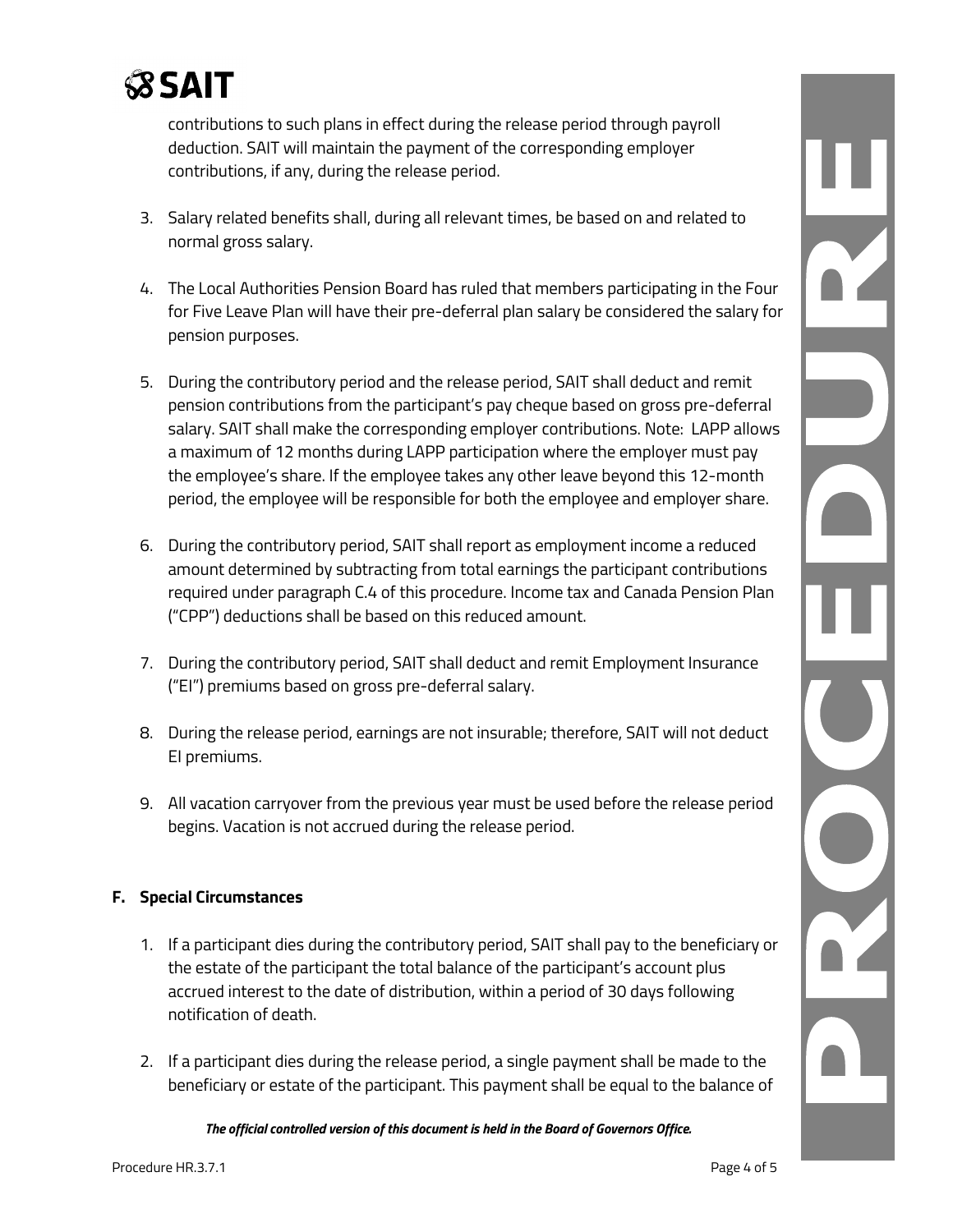contributions to such plans in effect during the release period through payroll deduction. SAIT will maintain the payment of the corresponding employer contributions, if any, during the release period.

3. Salary related benefits shall, during all relevant times, be based on and related to normal gross salary.

4. The Local Authorities Pension Board has ruled that members participating in the Four for Five Leave Plan will have their pre-deferral plan salary be considered the salary for pension purposes.

5. During the contributory period and the release period, SAIT shall deduct and remit pension contributions from the participant's pay cheque based on gross pre-deferral salary. SAIT shall make the corresponding employer contributions. Note: LAPP allows a maximum of 12 months during LAPP participation where the employer must pay the employee's share. If the employee takes any other leave beyond this 12-month period, the employee will be responsible for both the employee and employer share.

6. During the contributory period, SAIT shall report as employment income a reduced amount determined by subtracting from total earnings the participant contributions required under paragraph C.4 of this procedure. Income tax and Canada Pension Plan ("CPP") deductions shall be based on this reduced amount.

7. During the contributory period, SAIT shall deduct and remit Employment Insurance ("EI") premiums based on gross pre-deferral salary.

8. During the release period, earnings are not insurable; therefore, SAIT will not deduct EI premiums.

9. All vacation carryover from the previous year must be used before the release period begins. Vacation is not accrued during the release period.

## F. Special Circumstances

1. If a participant dies during the contributory period, SAIT shall pay to the beneficiary or the estate of the participant the total balance of the participant's account plus accrued interest to the date of distribution, within a period of 30 days following notification of death.

2. If a participant dies during the release period, a single payment shall be made to the beneficiary or estate of the participant. This payment shall be equal to the balance of

*The official controlled version of this document is held in the Board of Governors Office.*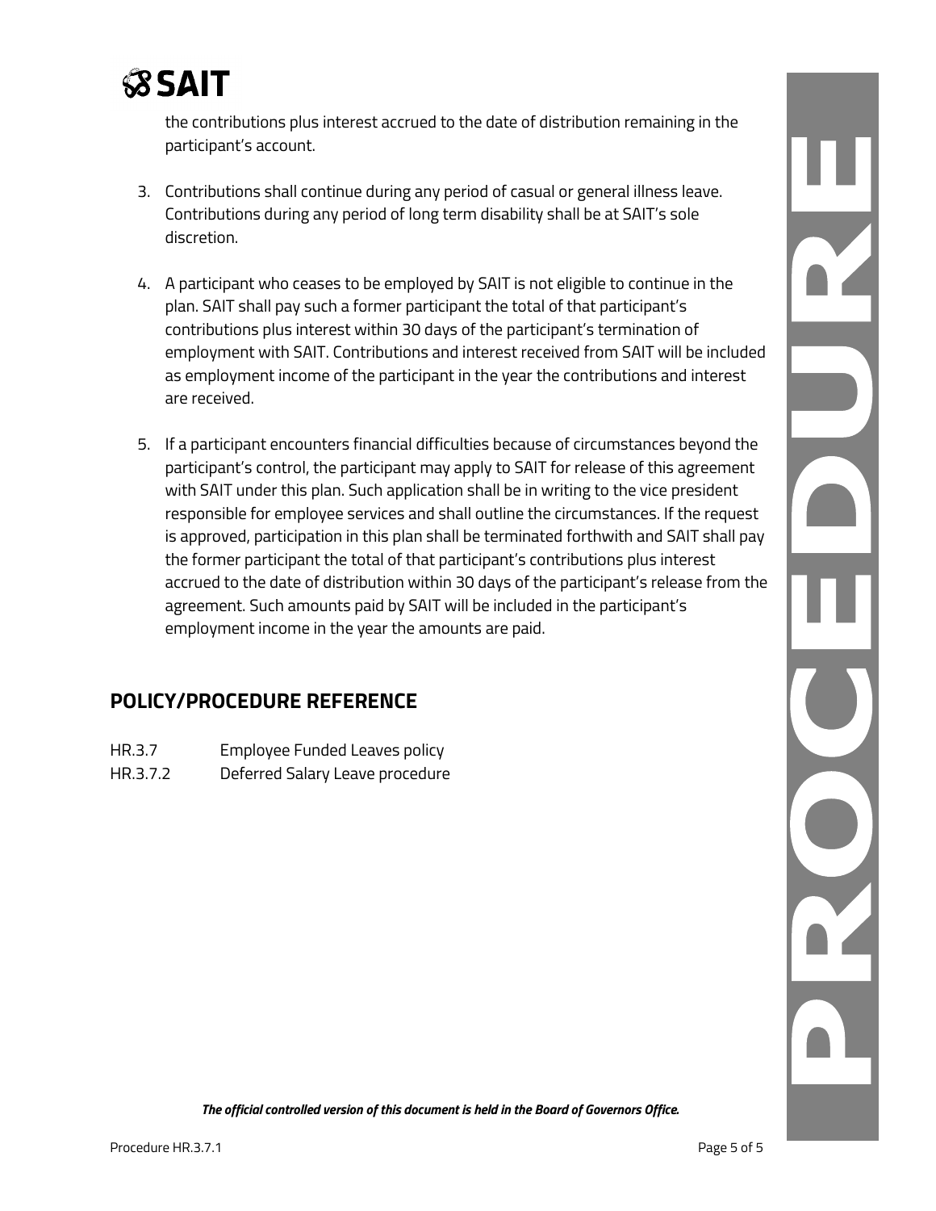the contributions plus interest accrued to the date of distribution remaining in the participant's account.

3. Contributions shall continue during any period of casual or general illness leave. Contributions during any period of long term disability shall be at SAIT's sole discretion.

4. A participant who ceases to be employed by SAIT is not eligible to continue in the plan. SAIT shall pay such a former participant the total of that participant's contributions plus interest within 30 days of the participant's termination of employment with SAIT. Contributions and interest received from SAIT will be included as employment income of the participant in the year the contributions and interest are received.

5. If a participant encounters financial difficulties because of circumstances beyond the participant's control, the participant may apply to SAIT for release of this agreement with SAIT under this plan. Such application shall be in writing to the vice president responsible for employee services and shall outline the circumstances. If the request is approved, participation in this plan shall be terminated forthwith and SAIT shall pay the former participant the total of that participant's contributions plus interest accrued to the date of distribution within 30 days of the participant's release from the agreement. Such amounts paid by SAIT will be included in the participant's employment income in the year the amounts are paid.

## POLICY/PROCEDURE REFERENCE

| | |
|---|---|
| HR.3.7 | Employee Funded Leaves policy |
| HR.3.7.2 | Deferred Salary Leave procedure |

***The official controlled version of this document is held in the Board of Governors Office.***